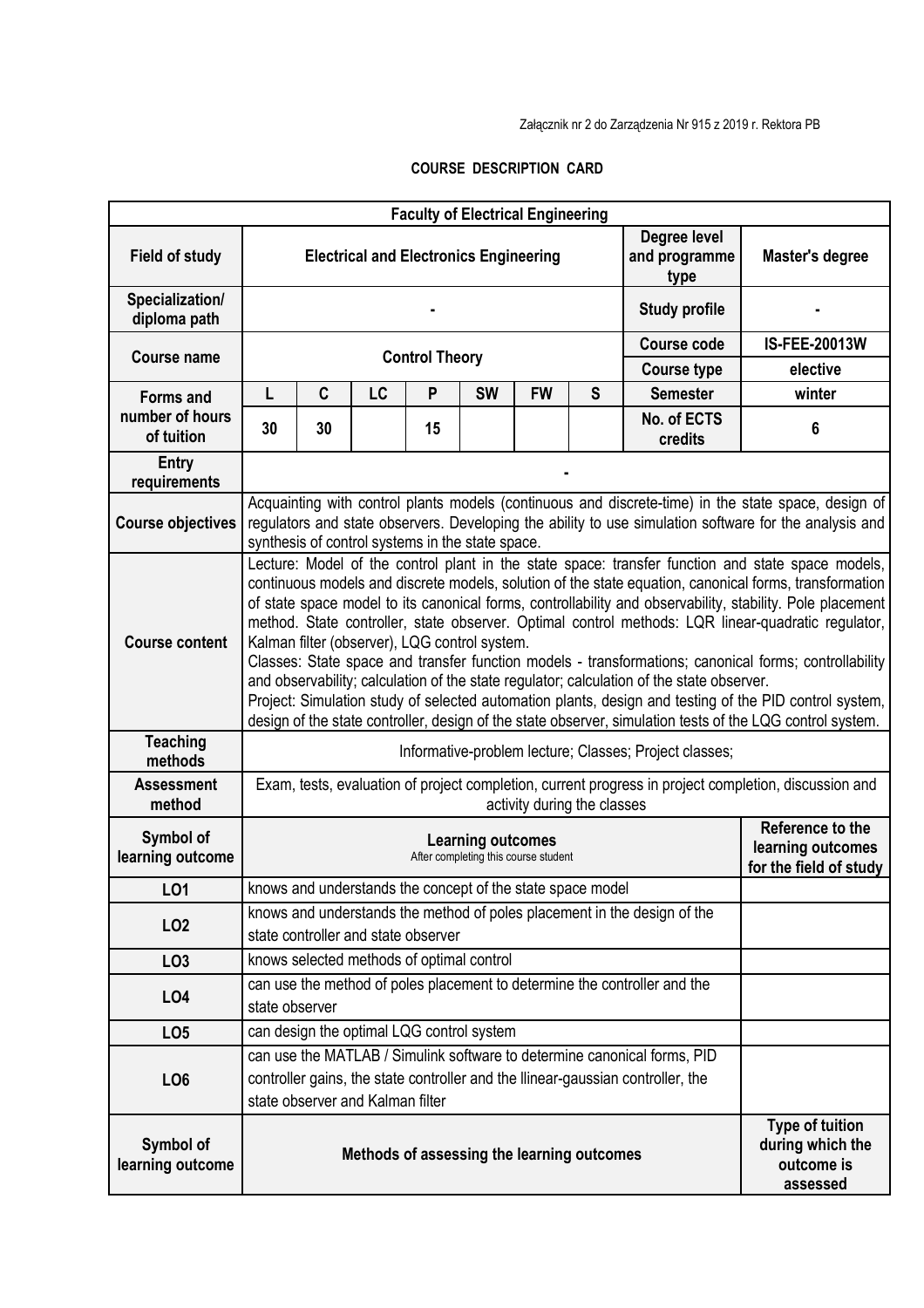Załącznik nr 2 do Zarządzenia Nr 915 z 2019 r. Rektora PB

**COURSE DESCRIPTION CARD**

| **Faculty of Electrical Engineering** | | | | | | | | | |
|---|---|---|---|---|---|---|---|---|---|
| **Field of study** | **Electrical and Electronics Engineering** | | | | | | | **Degree level and programme type** | **Master's degree** |
| **Specialization/ diploma path** | **-** | | | | | | | **Study profile** | **-** |
| **Course name** | **Control Theory** | | | | | | | **Course code** | **IS-FEE-20013W** |
| | | | | | | | | **Course type** | **elective** |
| **Forms and number of hours of tuition** | **L** | **C** | **LC** | **P** | **SW** | **FW** | **S** | **Semester** | **winter** |
| | **30** | **30** | | **15** | | | | **No. of ECTS credits** | **6** |
| **Entry requirements** | **-** | | | | | | | | |
| **Course objectives** | Acquainting with control plants models (continuous and discrete-time) in the state space, design of regulators and state observers. Developing the ability to use simulation software for the analysis and synthesis of control systems in the state space. | | | | | | | | |
| **Course content** | Lecture: Model of the control plant in the state space: transfer function and state space models, continuous models and discrete models, solution of the state equation, canonical forms, transformation of state space model to its canonical forms, controllability and observability, stability. Pole placement method. State controller, state observer. Optimal control methods: LQR linear-quadratic regulator, Kalman filter (observer), LQG control system.<br>Classes: State space and transfer function models - transformations; canonical forms; controllability and observability; calculation of the state regulator; calculation of the state observer.<br>Project: Simulation study of selected automation plants, design and testing of the PID control system, design of the state controller, design of the state observer, simulation tests of the LQG control system. | | | | | | | | |
| **Teaching methods** | Informative-problem lecture; Classes; Project classes; | | | | | | | | |
| **Assessment method** | Exam, tests, evaluation of project completion, current progress in project completion, discussion and activity during the classes | | | | | | | | |
| **Symbol of learning outcome** | **Learning outcomes** After completing this course student | | | | | | | | **Reference to the learning outcomes for the field of study** |
| **LO1** | knows and understands the concept of the state space model | | | | | | | | |
| **LO2** | knows and understands the method of poles placement in the design of the state controller and state observer | | | | | | | | |
| **LO3** | knows selected methods of optimal control | | | | | | | | |
| **LO4** | can use the method of poles placement to determine the controller and the state observer | | | | | | | | |
| **LO5** | can design the optimal LQG control system | | | | | | | | |
| **LO6** | can use the MATLAB / Simulink software to determine canonical forms, PID controller gains, the state controller and the llinear-gaussian controller, the state observer and Kalman filter | | | | | | | | |
| **Symbol of learning outcome** | **Methods of assessing the learning outcomes** | | | | | | | | **Type of tuition during which the outcome is assessed** |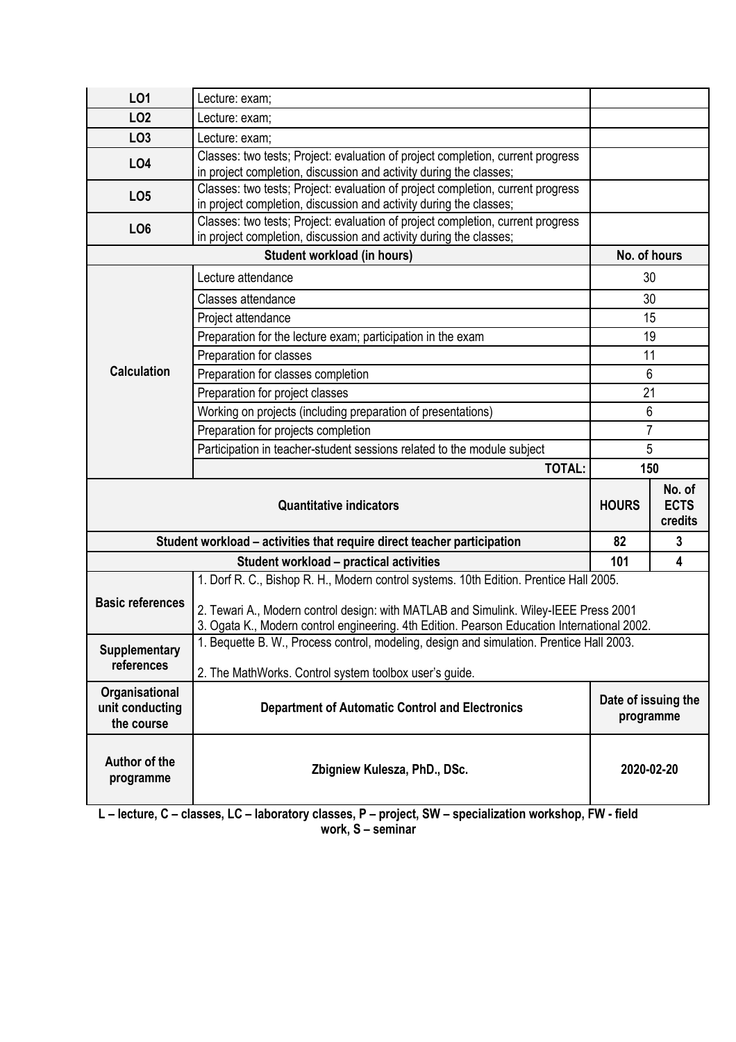| | | | |
|---|---|---|---|
| **LO1** | Lecture: exam; | | |
| **LO2** | Lecture: exam; | | |
| **LO3** | Lecture: exam; | | |
| **LO4** | Classes: two tests; Project: evaluation of project completion, current progress in project completion, discussion and activity during the classes; | | |
| **LO5** | Classes: two tests; Project: evaluation of project completion, current progress in project completion, discussion and activity during the classes; | | |
| **LO6** | Classes: two tests; Project: evaluation of project completion, current progress in project completion, discussion and activity during the classes; | | |
| **Student workload (in hours)** | | **No. of hours** | |
| **Calculation** | Lecture attendance | 30 | |
| | Classes attendance | 30 | |
| | Project attendance | 15 | |
| | Preparation for the lecture exam; participation in the exam | 19 | |
| | Preparation for classes | 11 | |
| | Preparation for classes completion | 6 | |
| | Preparation for project classes | 21 | |
| | Working on projects (including preparation of presentations) | 6 | |
| | Preparation for projects completion | 7 | |
| | Participation in teacher-student sessions related to the module subject | 5 | |
| | **TOTAL:** | **150** | |
| **Quantitative indicators** | | **HOURS** | **No. of ECTS credits** |
| **Student workload – activities that require direct teacher participation** | | **82** | **3** |
| **Student workload – practical activities** | | **101** | **4** |
| **Basic references** | 1. Dorf R. C., Bishop R. H., Modern control systems. 10th Edition. Prentice Hall 2005.<br>2. Tewari A., Modern control design: with MATLAB and Simulink. Wiley-IEEE Press 2001<br>3. Ogata K., Modern control engineering. 4th Edition. Pearson Education International 2002. | | |
| **Supplementary references** | 1. Bequette B. W., Process control, modeling, design and simulation. Prentice Hall 2003.<br>2. The MathWorks. Control system toolbox user's guide. | | |
| **Organisational unit conducting the course** | **Department of Automatic Control and Electronics** | **Date of issuing the programme** | |
| **Author of the programme** | **Zbigniew Kulesza, PhD., DSc.** | **2020-02-20** | |

**L – lecture, C – classes, LC – laboratory classes, P – project, SW – specialization workshop, FW - field work, S – seminar**